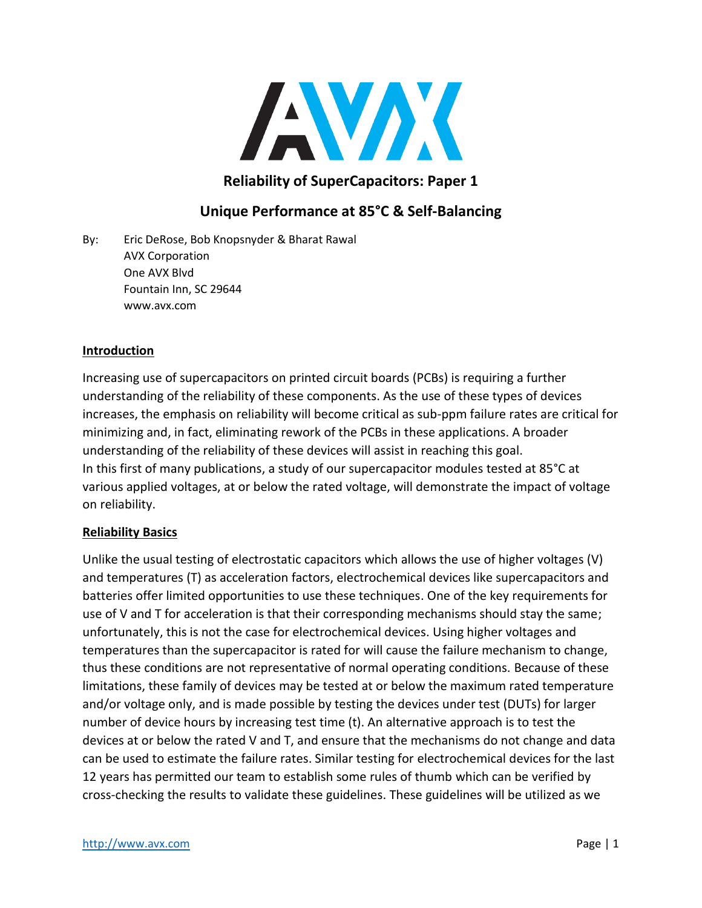## Reliability of SuperCapacitors: Paper 1

## Unique Performance at 85°C & Self-Balancing

By: Eric DeRose, Bob Knopsnyder & Bharat Rawal
AVX Corporation
One AVX Blvd
Fountain Inn, SC 29644
www.avx.com

### Introduction

Increasing use of supercapacitors on printed circuit boards (PCBs) is requiring a further understanding of the reliability of these components. As the use of these types of devices increases, the emphasis on reliability will become critical as sub-ppm failure rates are critical for minimizing and, in fact, eliminating rework of the PCBs in these applications. A broader understanding of the reliability of these devices will assist in reaching this goal.

In this first of many publications, a study of our supercapacitor modules tested at 85°C at various applied voltages, at or below the rated voltage, will demonstrate the impact of voltage on reliability.

### Reliability Basics

Unlike the usual testing of electrostatic capacitors which allows the use of higher voltages (V) and temperatures (T) as acceleration factors, electrochemical devices like supercapacitors and batteries offer limited opportunities to use these techniques. One of the key requirements for use of V and T for acceleration is that their corresponding mechanisms should stay the same; unfortunately, this is not the case for electrochemical devices. Using higher voltages and temperatures than the supercapacitor is rated for will cause the failure mechanism to change, thus these conditions are not representative of normal operating conditions. Because of these limitations, these family of devices may be tested at or below the maximum rated temperature and/or voltage only, and is made possible by testing the devices under test (DUTs) for larger number of device hours by increasing test time (t). An alternative approach is to test the devices at or below the rated V and T, and ensure that the mechanisms do not change and data can be used to estimate the failure rates. Similar testing for electrochemical devices for the last 12 years has permitted our team to establish some rules of thumb which can be verified by cross-checking the results to validate these guidelines. These guidelines will be utilized as we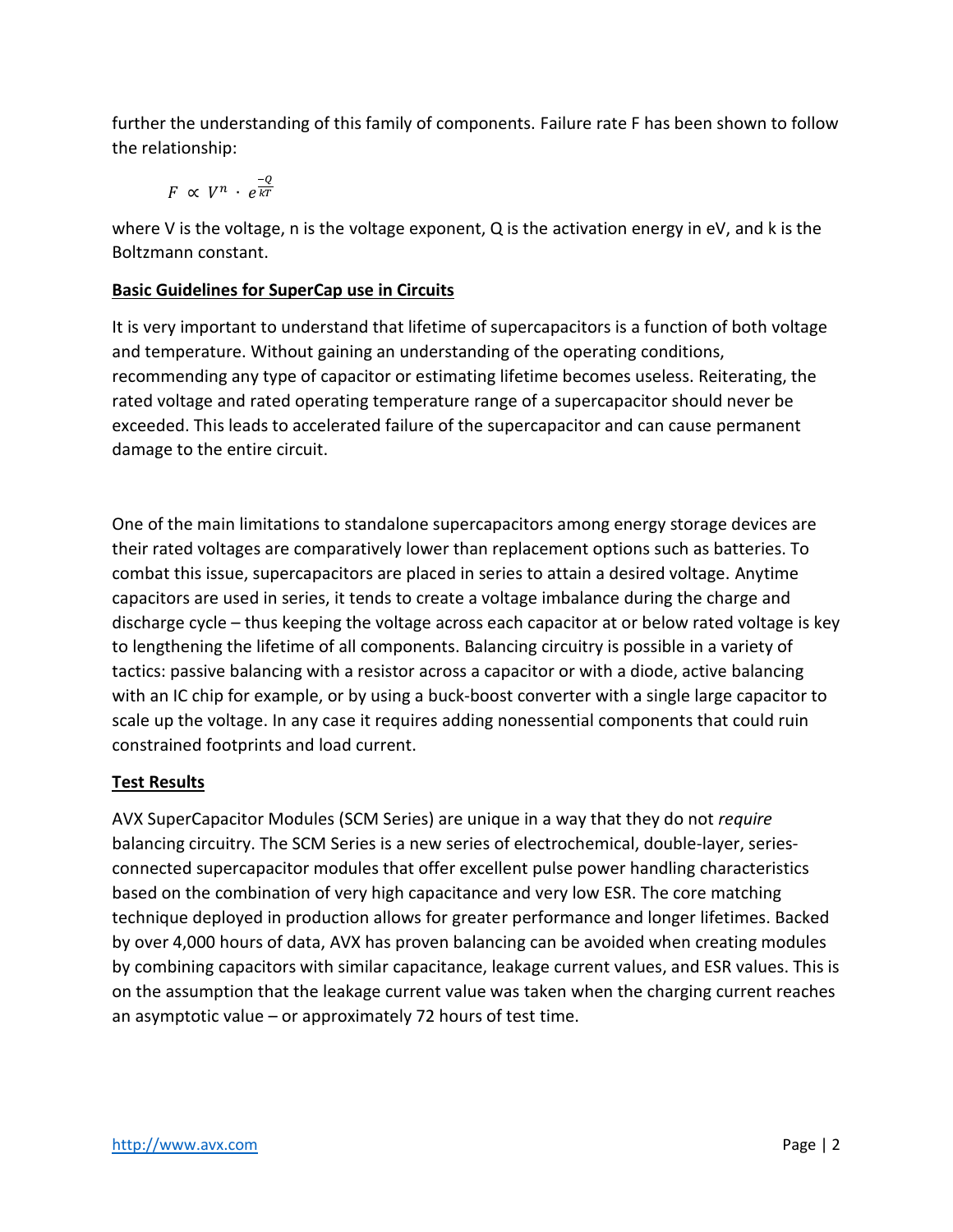further the understanding of this family of components. Failure rate F has been shown to follow the relationship:

$$F \propto V^n \cdot e^{\frac{-Q}{kT}}$$

where V is the voltage, n is the voltage exponent, Q is the activation energy in eV, and k is the Boltzmann constant.

**Basic Guidelines for SuperCap use in Circuits**

It is very important to understand that lifetime of supercapacitors is a function of both voltage and temperature. Without gaining an understanding of the operating conditions, recommending any type of capacitor or estimating lifetime becomes useless. Reiterating, the rated voltage and rated operating temperature range of a supercapacitor should never be exceeded. This leads to accelerated failure of the supercapacitor and can cause permanent damage to the entire circuit.

One of the main limitations to standalone supercapacitors among energy storage devices are their rated voltages are comparatively lower than replacement options such as batteries. To combat this issue, supercapacitors are placed in series to attain a desired voltage. Anytime capacitors are used in series, it tends to create a voltage imbalance during the charge and discharge cycle – thus keeping the voltage across each capacitor at or below rated voltage is key to lengthening the lifetime of all components. Balancing circuitry is possible in a variety of tactics: passive balancing with a resistor across a capacitor or with a diode, active balancing with an IC chip for example, or by using a buck-boost converter with a single large capacitor to scale up the voltage. In any case it requires adding nonessential components that could ruin constrained footprints and load current.

**Test Results**

AVX SuperCapacitor Modules (SCM Series) are unique in a way that they do not *require* balancing circuitry. The SCM Series is a new series of electrochemical, double-layer, series-connected supercapacitor modules that offer excellent pulse power handling characteristics based on the combination of very high capacitance and very low ESR. The core matching technique deployed in production allows for greater performance and longer lifetimes. Backed by over 4,000 hours of data, AVX has proven balancing can be avoided when creating modules by combining capacitors with similar capacitance, leakage current values, and ESR values. This is on the assumption that the leakage current value was taken when the charging current reaches an asymptotic value – or approximately 72 hours of test time.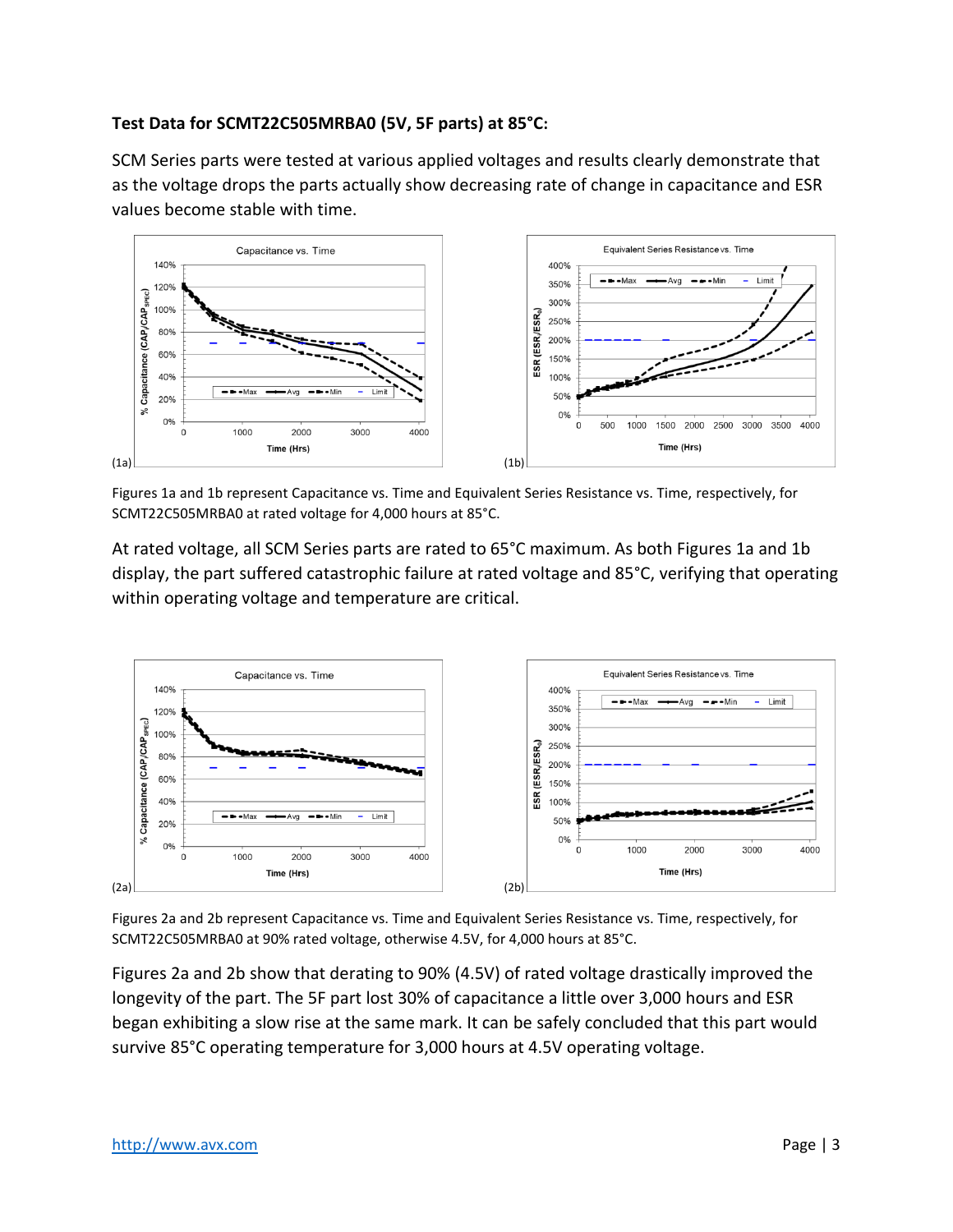**Test Data for SCMT22C505MRBA0 (5V, 5F parts) at 85°C:**

SCM Series parts were tested at various applied voltages and results clearly demonstrate that as the voltage drops the parts actually show decreasing rate of change in capacitance and ESR values become stable with time.

(1a) (1b)

Figures 1a and 1b represent Capacitance vs. Time and Equivalent Series Resistance vs. Time, respectively, for SCMT22C505MRBA0 at rated voltage for 4,000 hours at 85°C.

At rated voltage, all SCM Series parts are rated to 65°C maximum. As both Figures 1a and 1b display, the part suffered catastrophic failure at rated voltage and 85°C, verifying that operating within operating voltage and temperature are critical.

(2a) (2b)

Figures 2a and 2b represent Capacitance vs. Time and Equivalent Series Resistance vs. Time, respectively, for SCMT22C505MRBA0 at 90% rated voltage, otherwise 4.5V, for 4,000 hours at 85°C.

Figures 2a and 2b show that derating to 90% (4.5V) of rated voltage drastically improved the longevity of the part. The 5F part lost 30% of capacitance a little over 3,000 hours and ESR began exhibiting a slow rise at the same mark. It can be safely concluded that this part would survive 85°C operating temperature for 3,000 hours at 4.5V operating voltage.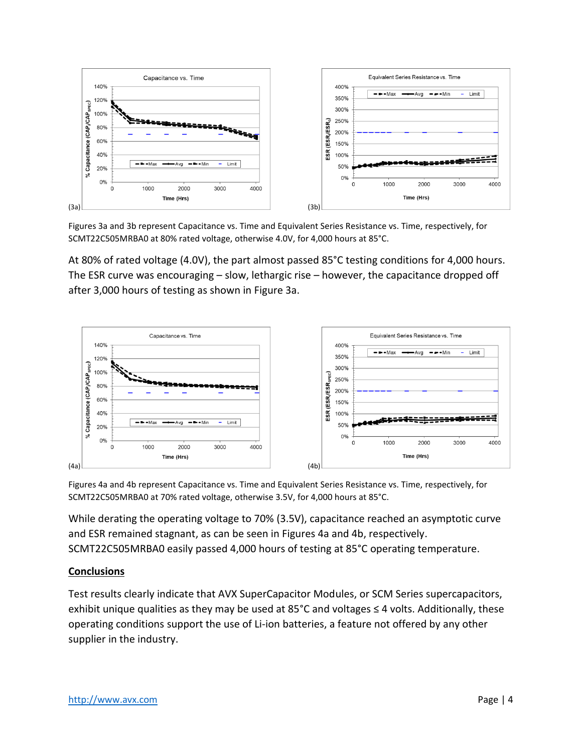Capacitance vs. Time

140%
120%
100%
80%
60%
40%
20%
0%

% Capacitance (CAP/CAP$_{SPEC}$)

0
1000
2000
3000
4000

Time (Hrs)

Max
Avg
Min
Limit

(3a)

Equivalent Series Resistance vs. Time

400%
350%
300%
250%
200%
150%
100%
50%
0%

ESR (ESR/ESR$_{0}$)

0
1000
2000
3000
4000

Time (Hrs)

Max
Avg
Min
Limit

(3b)

Figures 3a and 3b represent Capacitance vs. Time and Equivalent Series Resistance vs. Time, respectively, for SCMT22C505MRBA0 at 80% rated voltage, otherwise 4.0V, for 4,000 hours at 85°C.

At 80% of rated voltage (4.0V), the part almost passed 85°C testing conditions for 4,000 hours. The ESR curve was encouraging – slow, lethargic rise – however, the capacitance dropped off after 3,000 hours of testing as shown in Figure 3a.

Capacitance vs. Time

140%
120%
100%
80%
60%
40%
20%
0%

% Capacitance (CAP/CAP$_{SPEC}$)

0
1000
2000
3000
4000

Time (Hrs)

Max
Avg
Min
Limit

(4a)

Equivalent Series Resistance vs. Time

400%
350%
300%
250%
200%
150%
100%
50%
0%

ESR (ESR/ESR$_{SPEC}$)

0
1000
2000
3000
4000

Time (Hrs)

Max
Avg
Min
Limit

(4b)

Figures 4a and 4b represent Capacitance vs. Time and Equivalent Series Resistance vs. Time, respectively, for SCMT22C505MRBA0 at 70% rated voltage, otherwise 3.5V, for 4,000 hours at 85°C.

While derating the operating voltage to 70% (3.5V), capacitance reached an asymptotic curve and ESR remained stagnant, as can be seen in Figures 4a and 4b, respectively. SCMT22C505MRBA0 easily passed 4,000 hours of testing at 85°C operating temperature.

## Conclusions

Test results clearly indicate that AVX SuperCapacitor Modules, or SCM Series supercapacitors, exhibit unique qualities as they may be used at 85°C and voltages ≤ 4 volts. Additionally, these operating conditions support the use of Li-ion batteries, a feature not offered by any other supplier in the industry.

http://www.avx.com